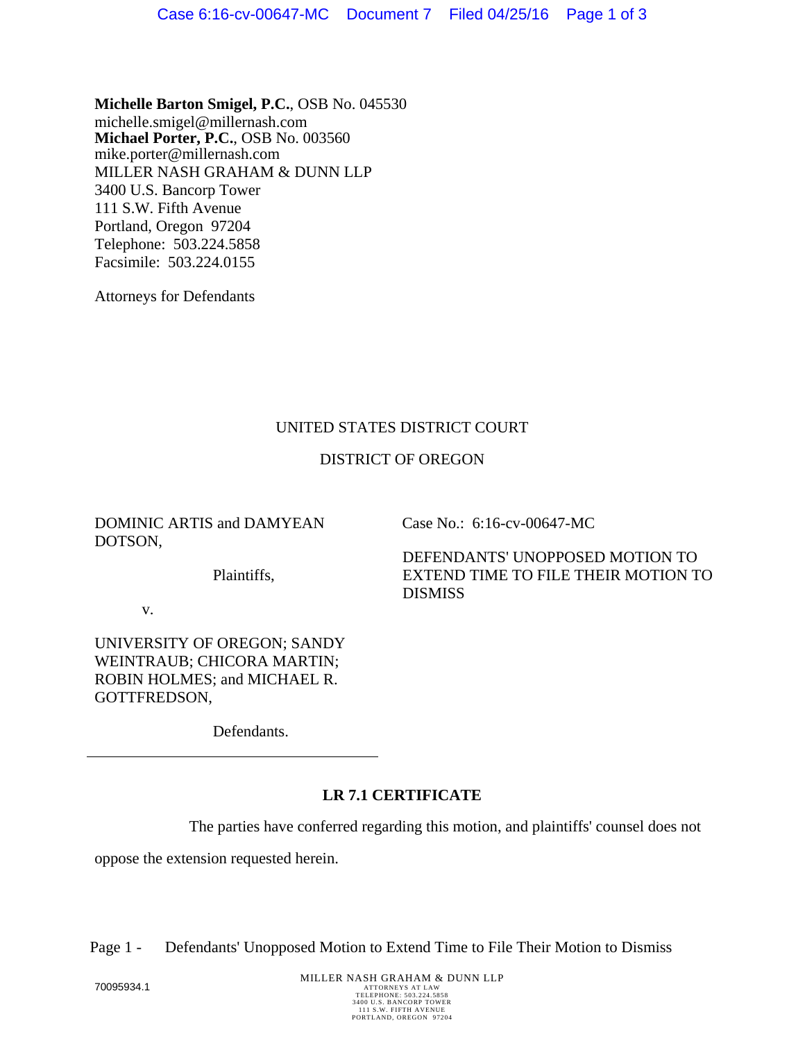**Michelle Barton Smigel, P.C.**, OSB No. 045530
michelle.smigel@millernash.com
**Michael Porter, P.C.**, OSB No. 003560
mike.porter@millernash.com
MILLER NASH GRAHAM & DUNN LLP
3400 U.S. Bancorp Tower
111 S.W. Fifth Avenue
Portland, Oregon 97204
Telephone: 503.224.5858
Facsimile: 503.224.0155

Attorneys for Defendants

UNITED STATES DISTRICT COURT

DISTRICT OF OREGON

DOMINIC ARTIS and DAMYEAN DOTSON,

Plaintiffs,

v.

UNIVERSITY OF OREGON; SANDY WEINTRAUB; CHICORA MARTIN; ROBIN HOLMES; and MICHAEL R. GOTTFREDSON,

Defendants.

Case No.: 6:16-cv-00647-MC

DEFENDANTS' UNOPPOSED MOTION TO EXTEND TIME TO FILE THEIR MOTION TO DISMISS

**LR 7.1 CERTIFICATE**

The parties have conferred regarding this motion, and plaintiffs' counsel does not oppose the extension requested herein.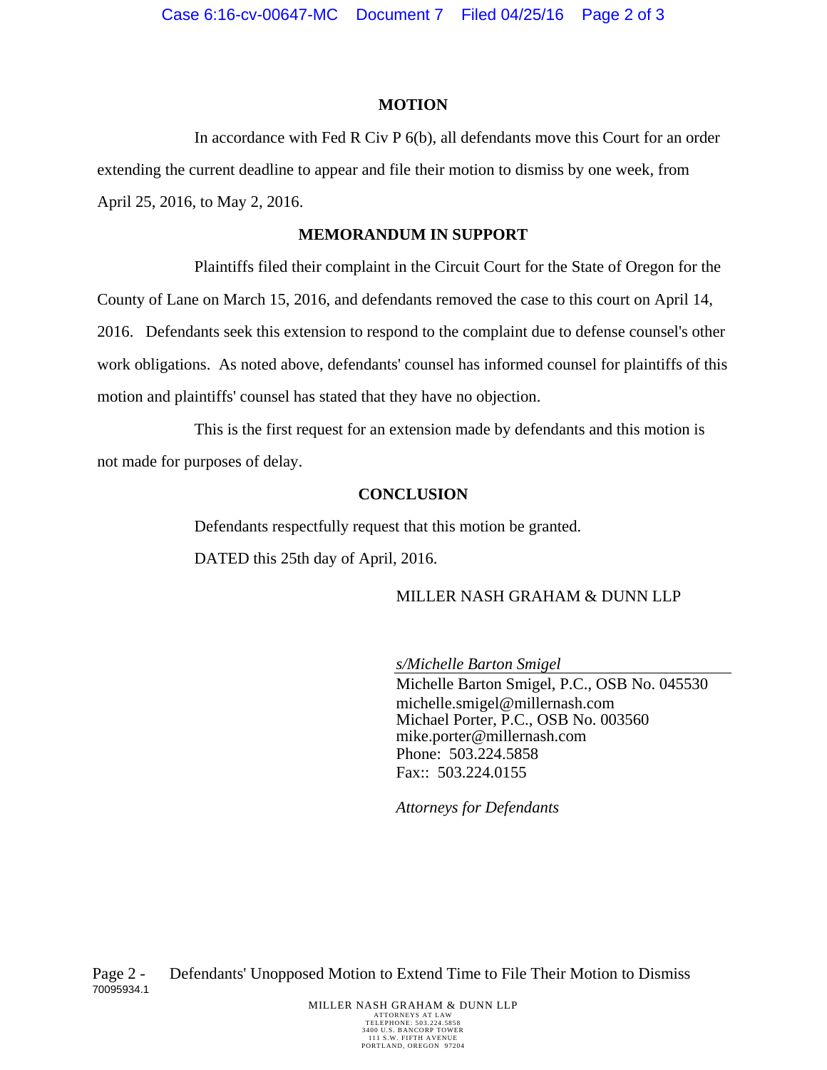## MOTION

In accordance with Fed R Civ P 6(b), all defendants move this Court for an order extending the current deadline to appear and file their motion to dismiss by one week, from April 25, 2016, to May 2, 2016.

## MEMORANDUM IN SUPPORT

Plaintiffs filed their complaint in the Circuit Court for the State of Oregon for the County of Lane on March 15, 2016, and defendants removed the case to this court on April 14, 2016. Defendants seek this extension to respond to the complaint due to defense counsel's other work obligations. As noted above, defendants' counsel has informed counsel for plaintiffs of this motion and plaintiffs' counsel has stated that they have no objection.

This is the first request for an extension made by defendants and this motion is not made for purposes of delay.

## CONCLUSION

Defendants respectfully request that this motion be granted.

DATED this 25th day of April, 2016.

MILLER NASH GRAHAM & DUNN LLP

*s/Michelle Barton Smigel*
Michelle Barton Smigel, P.C., OSB No. 045530
michelle.smigel@millernash.com
Michael Porter, P.C., OSB No. 003560
mike.porter@millernash.com
Phone: 503.224.5858
Fax:: 503.224.0155

*Attorneys for Defendants*

Page 2 - Defendants' Unopposed Motion to Extend Time to File Their Motion to Dismiss
70095934.1

MILLER NASH GRAHAM & DUNN LLP
ATTORNEYS AT LAW
TELEPHONE: 503.224.5858
3400 U.S. BANCORP TOWER
111 S.W. FIFTH AVENUE
PORTLAND, OREGON 97204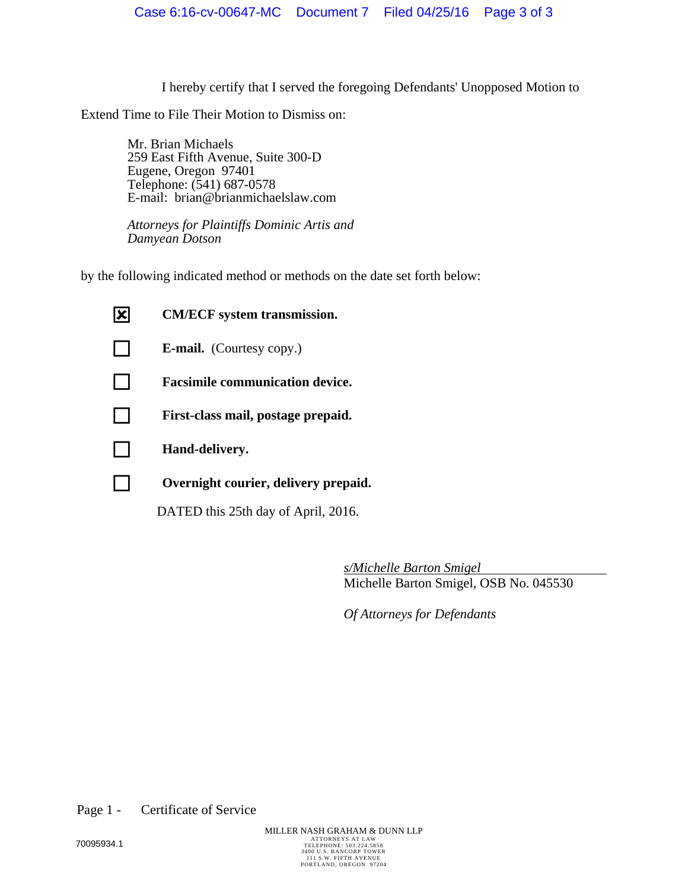I hereby certify that I served the foregoing Defendants' Unopposed Motion to Extend Time to File Their Motion to Dismiss on:

Mr. Brian Michaels
259 East Fifth Avenue, Suite 300-D
Eugene, Oregon 97401
Telephone: (541) 687-0578
E-mail: brian@brianmichaelslaw.com

*Attorneys for Plaintiffs Dominic Artis and Damyean Dotson*

by the following indicated method or methods on the date set forth below:

- [x] **CM/ECF system transmission.**
- [ ] **E-mail.** (Courtesy copy.)
- [ ] **Facsimile communication device.**
- [ ] **First-class mail, postage prepaid.**
- [ ] **Hand-delivery.**
- [ ] **Overnight courier, delivery prepaid.**

DATED this 25th day of April, 2016.

*s/Michelle Barton Smigel*
Michelle Barton Smigel, OSB No. 045530

*Of Attorneys for Defendants*

Page 1 - Certificate of Service

70095934.1

MILLER NASH GRAHAM & DUNN LLP
ATTORNEYS AT LAW
TELEPHONE: 503.224.5858
3400 U.S. BANCORP TOWER
111 S.W. FIFTH AVENUE
PORTLAND, OREGON 97204